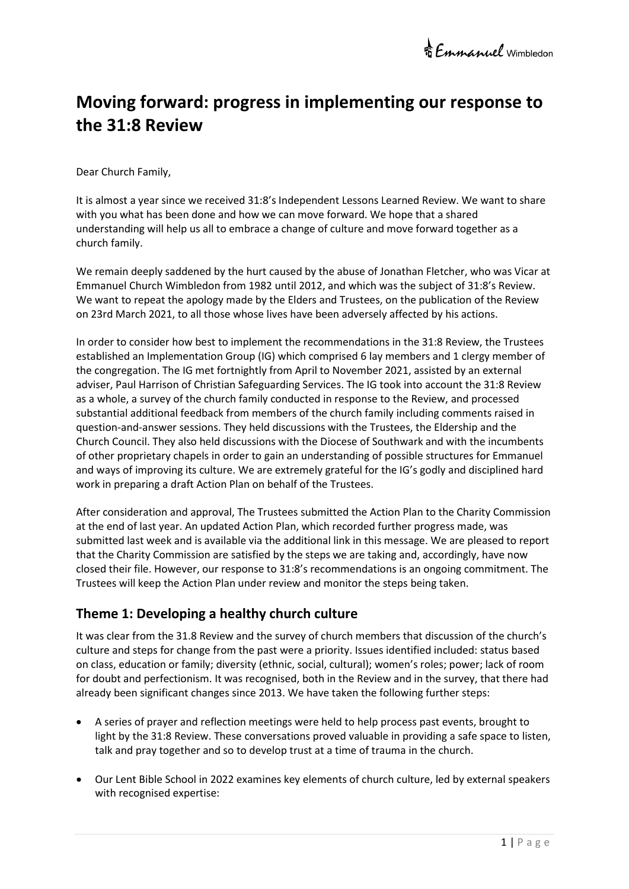# Moving forward: progress in implementing our response to the 31:8 Review

Dear Church Family,

It is almost a year since we received 31:8's Independent Lessons Learned Review. We want to share with you what has been done and how we can move forward. We hope that a shared understanding will help us all to embrace a change of culture and move forward together as a church family.

We remain deeply saddened by the hurt caused by the abuse of Jonathan Fletcher, who was Vicar at Emmanuel Church Wimbledon from 1982 until 2012, and which was the subject of 31:8's Review. We want to repeat the apology made by the Elders and Trustees, on the publication of the Review on 23rd March 2021, to all those whose lives have been adversely affected by his actions.

In order to consider how best to implement the recommendations in the 31:8 Review, the Trustees established an Implementation Group (IG) which comprised 6 lay members and 1 clergy member of the congregation. The IG met fortnightly from April to November 2021, assisted by an external adviser, Paul Harrison of Christian Safeguarding Services. The IG took into account the 31:8 Review as a whole, a survey of the church family conducted in response to the Review, and processed substantial additional feedback from members of the church family including comments raised in question-and-answer sessions. They held discussions with the Trustees, the Eldership and the Church Council. They also held discussions with the Diocese of Southwark and with the incumbents of other proprietary chapels in order to gain an understanding of possible structures for Emmanuel and ways of improving its culture. We are extremely grateful for the IG's godly and disciplined hard work in preparing a draft Action Plan on behalf of the Trustees.

After consideration and approval, The Trustees submitted the Action Plan to the Charity Commission at the end of last year. An updated Action Plan, which recorded further progress made, was submitted last week and is available via the additional link in this message. We are pleased to report that the Charity Commission are satisfied by the steps we are taking and, accordingly, have now closed their file. However, our response to 31:8's recommendations is an ongoing commitment. The Trustees will keep the Action Plan under review and monitor the steps being taken.

## Theme 1: Developing a healthy church culture

It was clear from the 31.8 Review and the survey of church members that discussion of the church's culture and steps for change from the past were a priority. Issues identified included: status based on class, education or family; diversity (ethnic, social, cultural); women's roles; power; lack of room for doubt and perfectionism. It was recognised, both in the Review and in the survey, that there had already been significant changes since 2013. We have taken the following further steps:

- A series of prayer and reflection meetings were held to help process past events, brought to light by the 31:8 Review. These conversations proved valuable in providing a safe space to listen, talk and pray together and so to develop trust at a time of trauma in the church.

- Our Lent Bible School in 2022 examines key elements of church culture, led by external speakers with recognised expertise: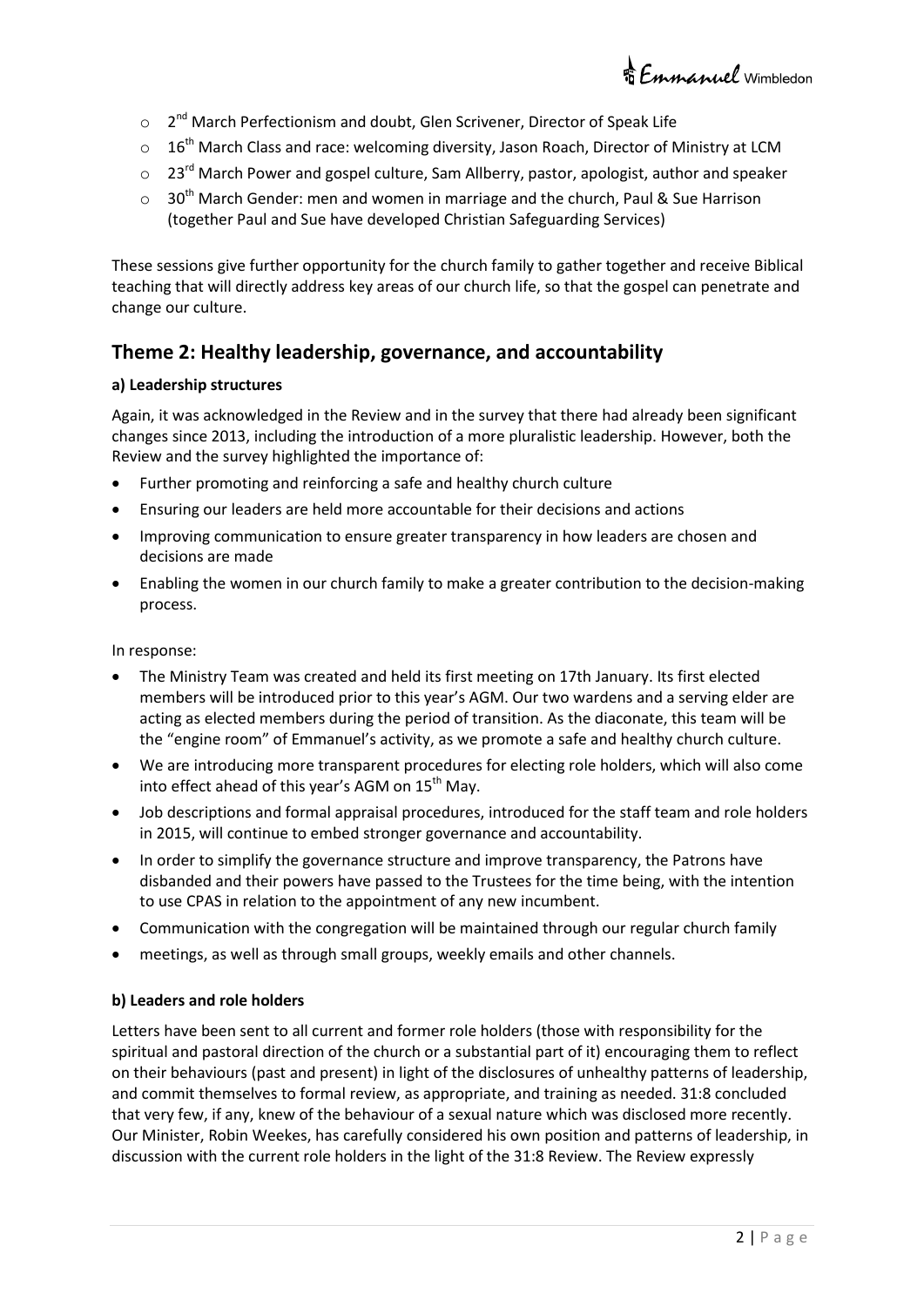- 2nd March Perfectionism and doubt, Glen Scrivener, Director of Speak Life
- 16th March Class and race: welcoming diversity, Jason Roach, Director of Ministry at LCM
- 23rd March Power and gospel culture, Sam Allberry, pastor, apologist, author and speaker
- 30th March Gender: men and women in marriage and the church, Paul & Sue Harrison (together Paul and Sue have developed Christian Safeguarding Services)

These sessions give further opportunity for the church family to gather together and receive Biblical teaching that will directly address key areas of our church life, so that the gospel can penetrate and change our culture.

## Theme 2: Healthy leadership, governance, and accountability

**a) Leadership structures**

Again, it was acknowledged in the Review and in the survey that there had already been significant changes since 2013, including the introduction of a more pluralistic leadership. However, both the Review and the survey highlighted the importance of:

- Further promoting and reinforcing a safe and healthy church culture
- Ensuring our leaders are held more accountable for their decisions and actions
- Improving communication to ensure greater transparency in how leaders are chosen and decisions are made
- Enabling the women in our church family to make a greater contribution to the decision-making process.

In response:

- The Ministry Team was created and held its first meeting on 17th January. Its first elected members will be introduced prior to this year's AGM. Our two wardens and a serving elder are acting as elected members during the period of transition. As the diaconate, this team will be the "engine room" of Emmanuel's activity, as we promote a safe and healthy church culture.
- We are introducing more transparent procedures for electing role holders, which will also come into effect ahead of this year's AGM on 15th May.
- Job descriptions and formal appraisal procedures, introduced for the staff team and role holders in 2015, will continue to embed stronger governance and accountability.
- In order to simplify the governance structure and improve transparency, the Patrons have disbanded and their powers have passed to the Trustees for the time being, with the intention to use CPAS in relation to the appointment of any new incumbent.
- Communication with the congregation will be maintained through our regular church family
- meetings, as well as through small groups, weekly emails and other channels.

**b) Leaders and role holders**

Letters have been sent to all current and former role holders (those with responsibility for the spiritual and pastoral direction of the church or a substantial part of it) encouraging them to reflect on their behaviours (past and present) in light of the disclosures of unhealthy patterns of leadership, and commit themselves to formal review, as appropriate, and training as needed. 31:8 concluded that very few, if any, knew of the behaviour of a sexual nature which was disclosed more recently. Our Minister, Robin Weekes, has carefully considered his own position and patterns of leadership, in discussion with the current role holders in the light of the 31:8 Review. The Review expressly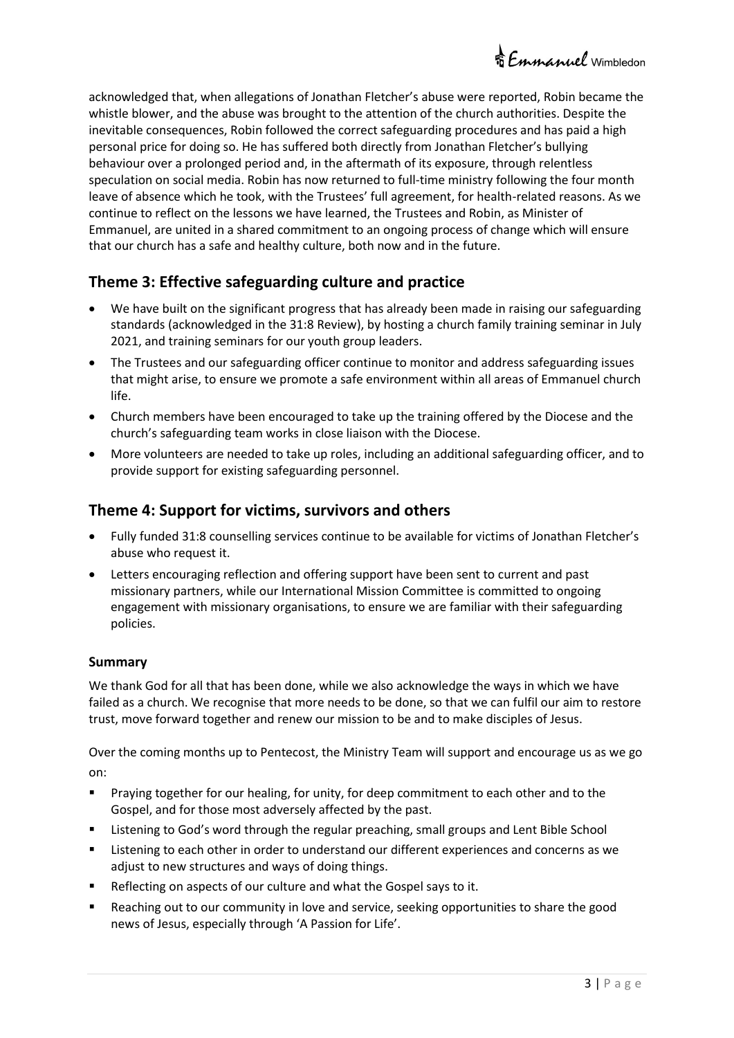acknowledged that, when allegations of Jonathan Fletcher's abuse were reported, Robin became the whistle blower, and the abuse was brought to the attention of the church authorities. Despite the inevitable consequences, Robin followed the correct safeguarding procedures and has paid a high personal price for doing so. He has suffered both directly from Jonathan Fletcher's bullying behaviour over a prolonged period and, in the aftermath of its exposure, through relentless speculation on social media. Robin has now returned to full-time ministry following the four month leave of absence which he took, with the Trustees' full agreement, for health-related reasons. As we continue to reflect on the lessons we have learned, the Trustees and Robin, as Minister of Emmanuel, are united in a shared commitment to an ongoing process of change which will ensure that our church has a safe and healthy culture, both now and in the future.

## Theme 3: Effective safeguarding culture and practice

- We have built on the significant progress that has already been made in raising our safeguarding standards (acknowledged in the 31:8 Review), by hosting a church family training seminar in July 2021, and training seminars for our youth group leaders.
- The Trustees and our safeguarding officer continue to monitor and address safeguarding issues that might arise, to ensure we promote a safe environment within all areas of Emmanuel church life.
- Church members have been encouraged to take up the training offered by the Diocese and the church's safeguarding team works in close liaison with the Diocese.
- More volunteers are needed to take up roles, including an additional safeguarding officer, and to provide support for existing safeguarding personnel.

## Theme 4: Support for victims, survivors and others

- Fully funded 31:8 counselling services continue to be available for victims of Jonathan Fletcher's abuse who request it.
- Letters encouraging reflection and offering support have been sent to current and past missionary partners, while our International Mission Committee is committed to ongoing engagement with missionary organisations, to ensure we are familiar with their safeguarding policies.

### Summary

We thank God for all that has been done, while we also acknowledge the ways in which we have failed as a church. We recognise that more needs to be done, so that we can fulfil our aim to restore trust, move forward together and renew our mission to be and to make disciples of Jesus.

Over the coming months up to Pentecost, the Ministry Team will support and encourage us as we go on:

- Praying together for our healing, for unity, for deep commitment to each other and to the Gospel, and for those most adversely affected by the past.
- Listening to God's word through the regular preaching, small groups and Lent Bible School
- Listening to each other in order to understand our different experiences and concerns as we adjust to new structures and ways of doing things.
- Reflecting on aspects of our culture and what the Gospel says to it.
- Reaching out to our community in love and service, seeking opportunities to share the good news of Jesus, especially through 'A Passion for Life'.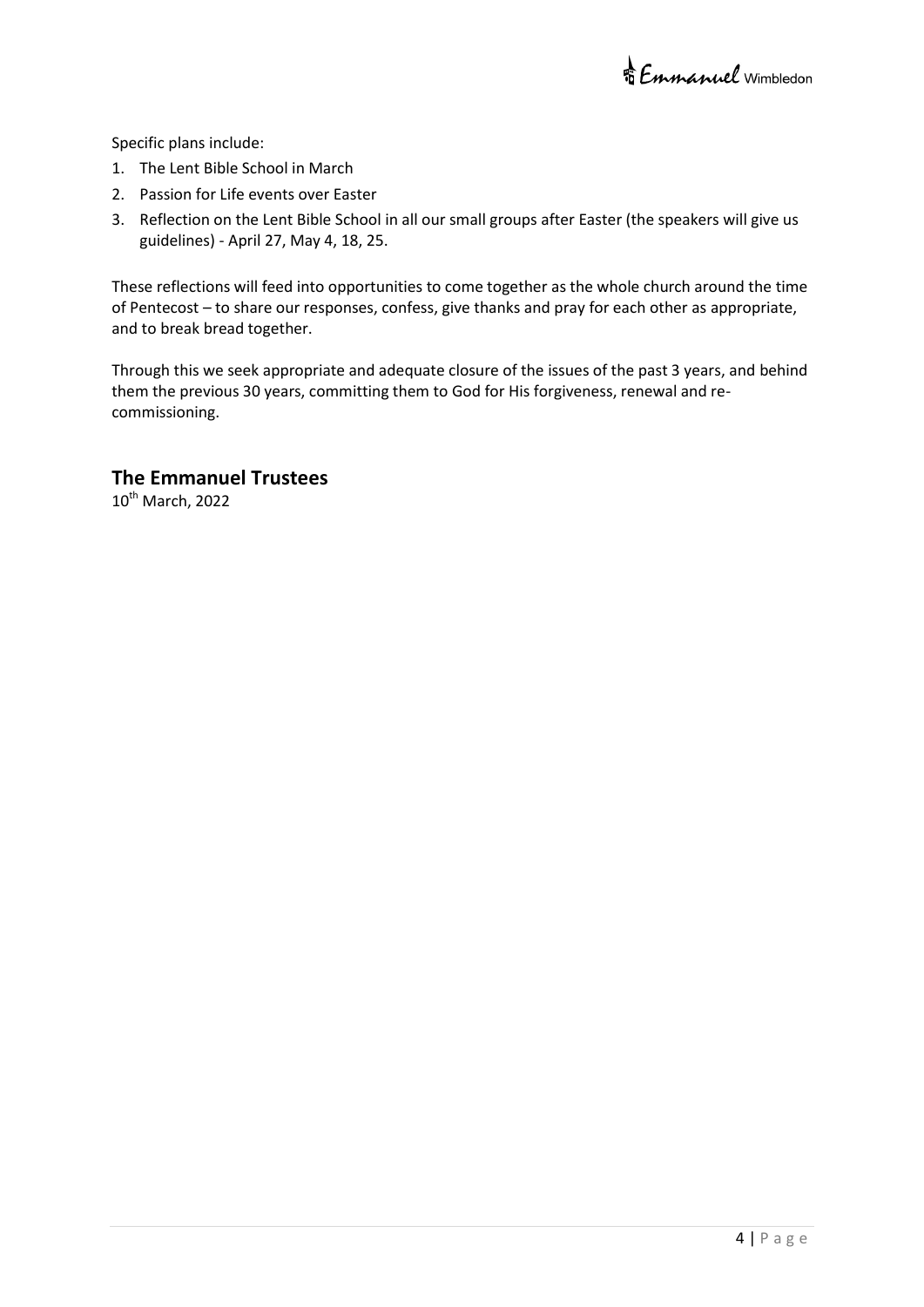Specific plans include:

1. The Lent Bible School in March
2. Passion for Life events over Easter
3. Reflection on the Lent Bible School in all our small groups after Easter (the speakers will give us guidelines) - April 27, May 4, 18, 25.

These reflections will feed into opportunities to come together as the whole church around the time of Pentecost – to share our responses, confess, give thanks and pray for each other as appropriate, and to break bread together.

Through this we seek appropriate and adequate closure of the issues of the past 3 years, and behind them the previous 30 years, committing them to God for His forgiveness, renewal and re-commissioning.

## The Emmanuel Trustees

10th March, 2022